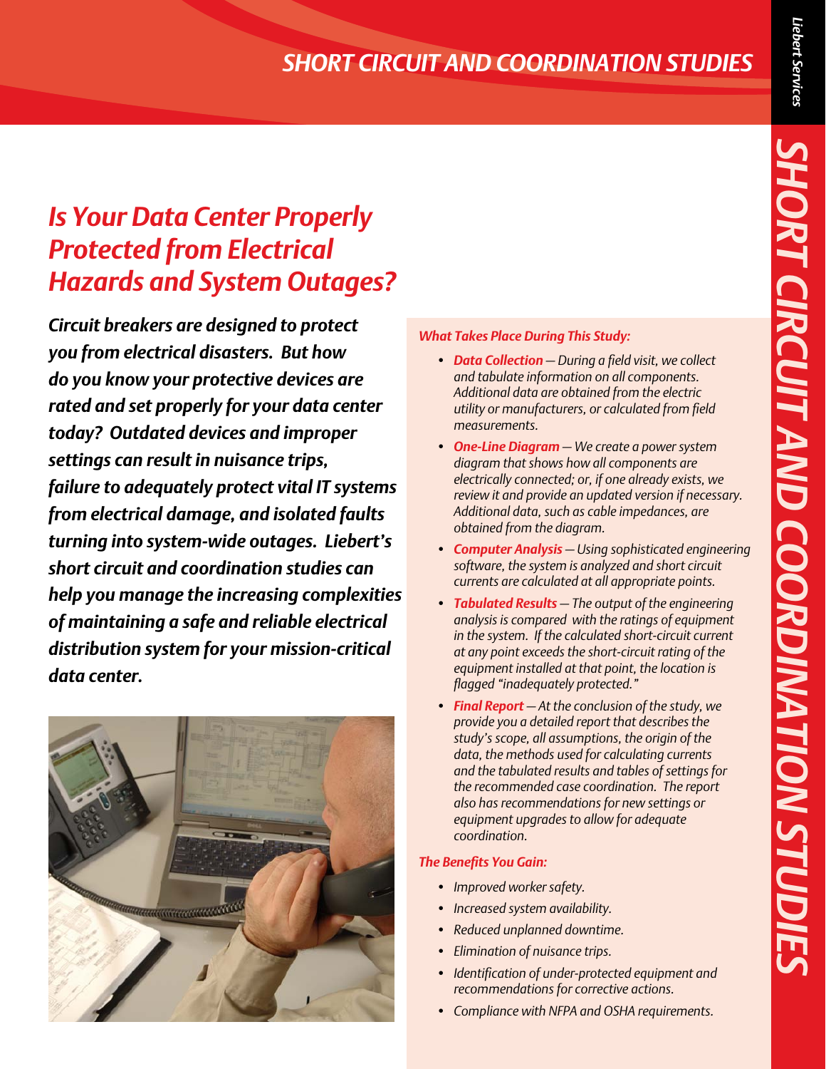# SHORT CIRCUIT AND COORDINATION STUDIES

## *Is Your Data Center Properly Protected from Electrical Hazards and System Outages?*

***Circuit breakers are designed to protect you from electrical disasters. But how do you know your protective devices are rated and set properly for your data center today? Outdated devices and improper settings can result in nuisance trips, failure to adequately protect vital IT systems from electrical damage, and isolated faults turning into system-wide outages. Liebert's short circuit and coordination studies can help you manage the increasing complexities of maintaining a safe and reliable electrical distribution system for your mission-critical data center.***

### *What Takes Place During This Study:*

- ***Data Collection*** *— During a field visit, we collect and tabulate information on all components. Additional data are obtained from the electric utility or manufacturers, or calculated from field measurements.*
- ***One-Line Diagram*** *— We create a power system diagram that shows how all components are electrically connected; or, if one already exists, we review it and provide an updated version if necessary. Additional data, such as cable impedances, are obtained from the diagram.*
- ***Computer Analysis*** *— Using sophisticated engineering software, the system is analyzed and short circuit currents are calculated at all appropriate points.*
- ***Tabulated Results*** *— The output of the engineering analysis is compared with the ratings of equipment in the system. If the calculated short-circuit current at any point exceeds the short-circuit rating of the equipment installed at that point, the location is flagged "inadequately protected."*
- ***Final Report*** *— At the conclusion of the study, we provide you a detailed report that describes the study's scope, all assumptions, the origin of the data, the methods used for calculating currents and the tabulated results and tables of settings for the recommended case coordination. The report also has recommendations for new settings or equipment upgrades to allow for adequate coordination.*

### *The Benefits You Gain:*

- *Improved worker safety.*
- *Increased system availability.*
- *Reduced unplanned downtime.*
- *Elimination of nuisance trips.*
- *Identification of under-protected equipment and recommendations for corrective actions.*
- *Compliance with NFPA and OSHA requirements.*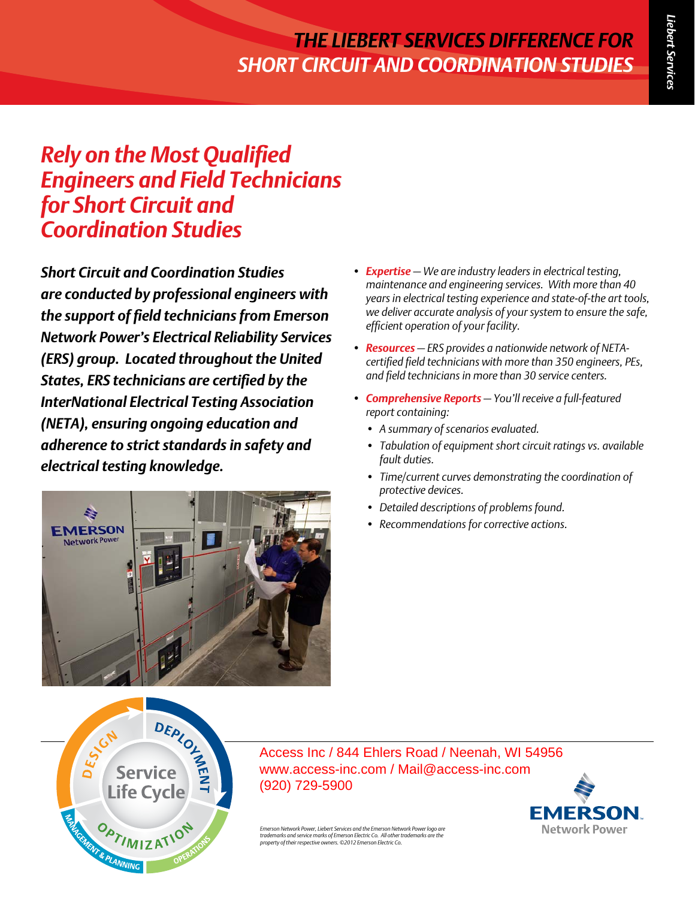# THE LIEBERT SERVICES DIFFERENCE FOR SHORT CIRCUIT AND COORDINATION STUDIES

## *Rely on the Most Qualified Engineers and Field Technicians for Short Circuit and Coordination Studies*

***Short Circuit and Coordination Studies are conducted by professional engineers with the support of field technicians from Emerson Network Power's Electrical Reliability Services (ERS) group. Located throughout the United States, ERS technicians are certified by the InterNational Electrical Testing Association (NETA), ensuring ongoing education and adherence to strict standards in safety and electrical testing knowledge.***

- ***Expertise*** *— We are industry leaders in electrical testing, maintenance and engineering services. With more than 40 years in electrical testing experience and state-of-the art tools, we deliver accurate analysis of your system to ensure the safe, efficient operation of your facility.*
- ***Resources*** *— ERS provides a nationwide network of NETA-certified field technicians with more than 350 engineers, PEs, and field technicians in more than 30 service centers.*
- ***Comprehensive Reports*** *— You'll receive a full-featured report containing:*
  - *A summary of scenarios evaluated.*
  - *Tabulation of equipment short circuit ratings vs. available fault duties.*
  - *Time/current curves demonstrating the coordination of protective devices.*
  - *Detailed descriptions of problems found.*
  - *Recommendations for corrective actions.*

Service Life Cycle
DESIGN
DEPLOYMENT
OPTIMIZATION
MANAGEMENT & PLANNING
OPERATIONS

Access Inc / 844 Ehlers Road / Neenah, WI 54956
www.access-inc.com / Mail@access-inc.com
(920) 729-5900

*Emerson Network Power, Liebert Services and the Emerson Network Power logo are trademarks and service marks of Emerson Electric Co. All other trademarks are the property of their respective owners. ©2012 Emerson Electric Co.*